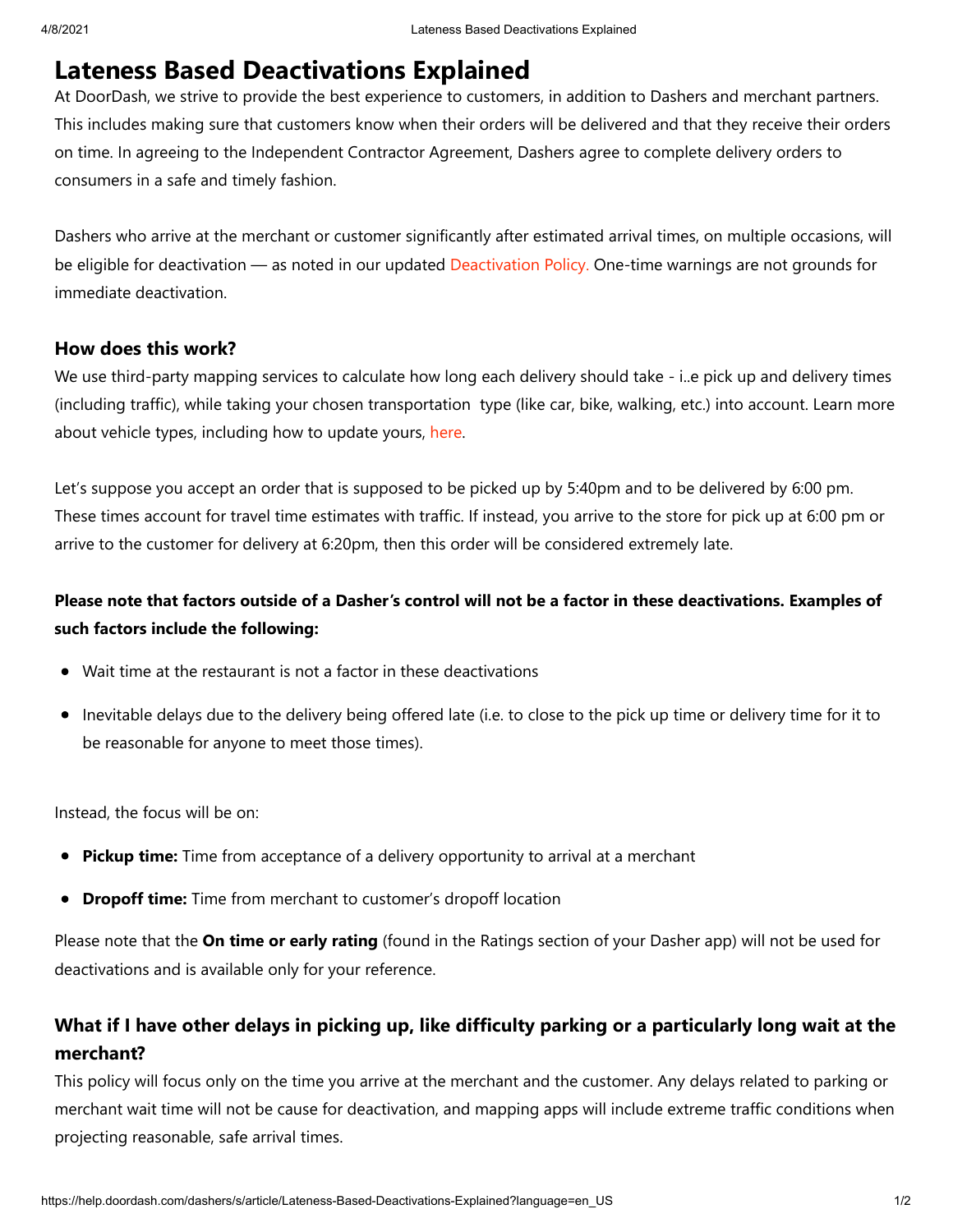# Lateness Based Deactivations Explained

At DoorDash, we strive to provide the best experience to customers, in addition to Dashers and merchant partners. This includes making sure that customers know when their orders will be delivered and that they receive their orders on time. In agreeing to the Independent Contractor Agreement, Dashers agree to complete delivery orders to consumers in a safe and timely fashion.

Dashers who arrive at the merchant or customer significantly after estimated arrival times, on multiple occasions, will be eligible for deactivation — as noted in our updated Deactivation Policy. One-time warnings are not grounds for immediate deactivation.

### How does this work?

We use third-party mapping services to calculate how long each delivery should take - i..e pick up and delivery times (including traffic), while taking your chosen transportation type (like car, bike, walking, etc.) into account. Learn more about vehicle types, including how to update yours, here.

Let's suppose you accept an order that is supposed to be picked up by 5:40pm and to be delivered by 6:00 pm. These times account for travel time estimates with traffic. If instead, you arrive to the store for pick up at 6:00 pm or arrive to the customer for delivery at 6:20pm, then this order will be considered extremely late.

**Please note that factors outside of a Dasher's control will not be a factor in these deactivations. Examples of such factors include the following:**

- Wait time at the restaurant is not a factor in these deactivations
- Inevitable delays due to the delivery being offered late (i.e. to close to the pick up time or delivery time for it to be reasonable for anyone to meet those times).

Instead, the focus will be on:

- **Pickup time:** Time from acceptance of a delivery opportunity to arrival at a merchant
- **Dropoff time:** Time from merchant to customer's dropoff location

Please note that the **On time or early rating** (found in the Ratings section of your Dasher app) will not be used for deactivations and is available only for your reference.

## What if I have other delays in picking up, like difficulty parking or a particularly long wait at the merchant?

This policy will focus only on the time you arrive at the merchant and the customer. Any delays related to parking or merchant wait time will not be cause for deactivation, and mapping apps will include extreme traffic conditions when projecting reasonable, safe arrival times.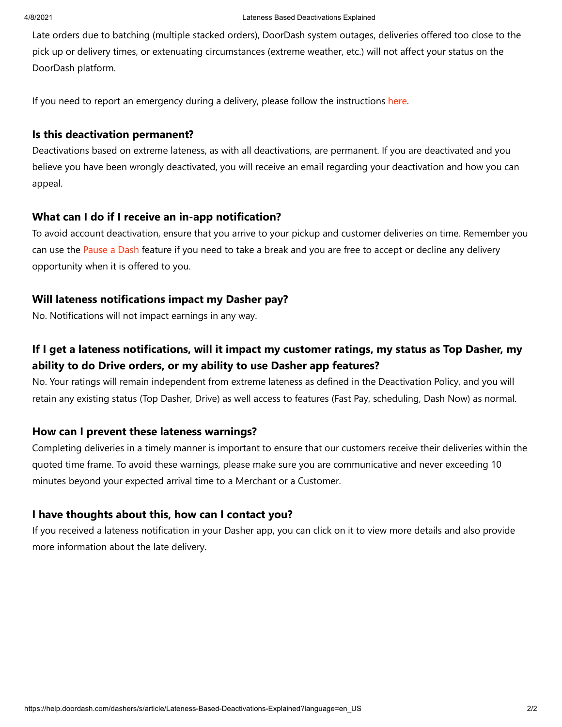Late orders due to batching (multiple stacked orders), DoorDash system outages, deliveries offered too close to the pick up or delivery times, or extenuating circumstances (extreme weather, etc.) will not affect your status on the DoorDash platform.

If you need to report an emergency during a delivery, please follow the instructions here.

### Is this deactivation permanent?

Deactivations based on extreme lateness, as with all deactivations, are permanent. If you are deactivated and you believe you have been wrongly deactivated, you will receive an email regarding your deactivation and how you can appeal.

### What can I do if I receive an in-app notification?

To avoid account deactivation, ensure that you arrive to your pickup and customer deliveries on time. Remember you can use the Pause a Dash feature if you need to take a break and you are free to accept or decline any delivery opportunity when it is offered to you.

### Will lateness notifications impact my Dasher pay?

No. Notifications will not impact earnings in any way.

### If I get a lateness notifications, will it impact my customer ratings, my status as Top Dasher, my ability to do Drive orders, or my ability to use Dasher app features?

No. Your ratings will remain independent from extreme lateness as defined in the Deactivation Policy, and you will retain any existing status (Top Dasher, Drive) as well access to features (Fast Pay, scheduling, Dash Now) as normal.

### How can I prevent these lateness warnings?

Completing deliveries in a timely manner is important to ensure that our customers receive their deliveries within the quoted time frame. To avoid these warnings, please make sure you are communicative and never exceeding 10 minutes beyond your expected arrival time to a Merchant or a Customer.

### I have thoughts about this, how can I contact you?

If you received a lateness notification in your Dasher app, you can click on it to view more details and also provide more information about the late delivery.